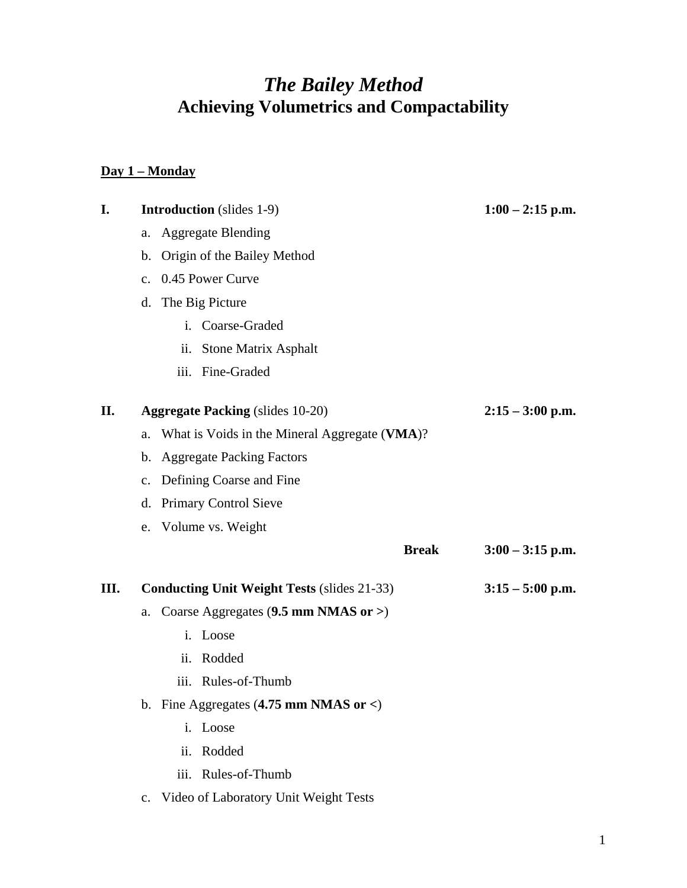# *The Bailey Method*
# Achieving Volumetrics and Compactability

**Day 1 – Monday**

**I. Introduction** (slides 1-9) **1:00 – 2:15 p.m.**

a. Aggregate Blending
b. Origin of the Bailey Method
c. 0.45 Power Curve
d. The Big Picture
   i. Coarse-Graded
   ii. Stone Matrix Asphalt
   iii. Fine-Graded

**II. Aggregate Packing** (slides 10-20) **2:15 – 3:00 p.m.**

a. What is Voids in the Mineral Aggregate (**VMA**)?
b. Aggregate Packing Factors
c. Defining Coarse and Fine
d. Primary Control Sieve
e. Volume vs. Weight

**Break** **3:00 – 3:15 p.m.**

**III. Conducting Unit Weight Tests** (slides 21-33) **3:15 – 5:00 p.m.**

a. Coarse Aggregates (**9.5 mm NMAS or >**)
   i. Loose
   ii. Rodded
   iii. Rules-of-Thumb
b. Fine Aggregates (**4.75 mm NMAS or <**)
   i. Loose
   ii. Rodded
   iii. Rules-of-Thumb
c. Video of Laboratory Unit Weight Tests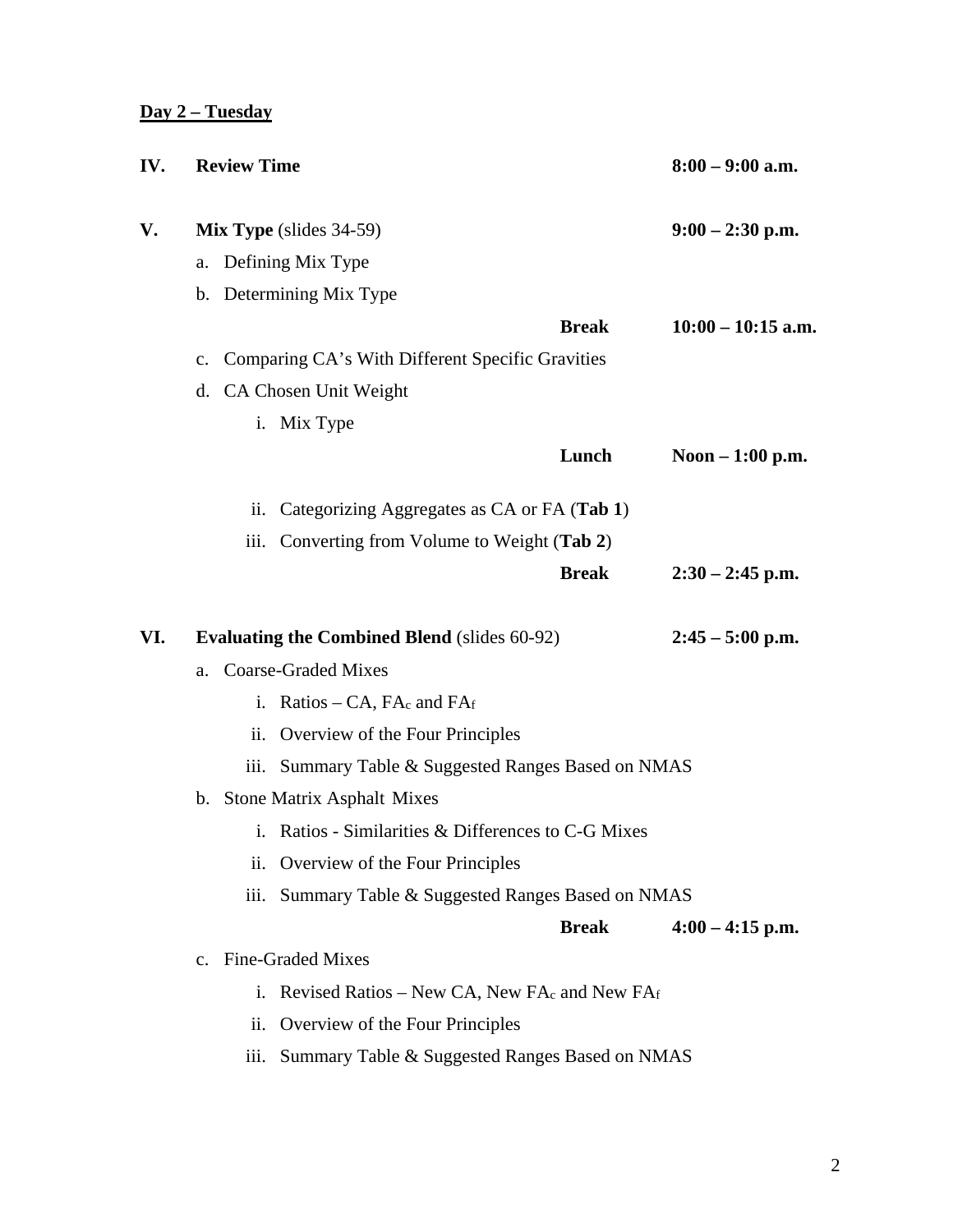## Day 2 – Tuesday

| | | | |
|---|---|---|---|
| **IV.** | **Review Time** | | **8:00 – 9:00 a.m.** |
| **V.** | **Mix Type** (slides 34-59) | | **9:00 – 2:30 p.m.** |
| | a. Defining Mix Type | | |
| | b. Determining Mix Type | | |
| | | **Break** | **10:00 – 10:15 a.m.** |
| | c. Comparing CA's With Different Specific Gravities | | |
| | d. CA Chosen Unit Weight | | |
| | i. Mix Type | | |
| | | **Lunch** | **Noon – 1:00 p.m.** |
| | ii. Categorizing Aggregates as CA or FA (**Tab 1**) | | |
| | iii. Converting from Volume to Weight (**Tab 2**) | | |
| | | **Break** | **2:30 – 2:45 p.m.** |
| **VI.** | **Evaluating the Combined Blend** (slides 60-92) | | **2:45 – 5:00 p.m.** |
| | a. Coarse-Graded Mixes | | |
| | i. Ratios – CA, $FA_c$ and $FA_f$ | | |
| | ii. Overview of the Four Principles | | |
| | iii. Summary Table & Suggested Ranges Based on NMAS | | |
| | b. Stone Matrix Asphalt Mixes | | |
| | i. Ratios - Similarities & Differences to C-G Mixes | | |
| | ii. Overview of the Four Principles | | |
| | iii. Summary Table & Suggested Ranges Based on NMAS | | |
| | | **Break** | **4:00 – 4:15 p.m.** |
| | c. Fine-Graded Mixes | | |
| | i. Revised Ratios – New CA, New $FA_c$ and New $FA_f$ | | |
| | ii. Overview of the Four Principles | | |
| | iii. Summary Table & Suggested Ranges Based on NMAS | | |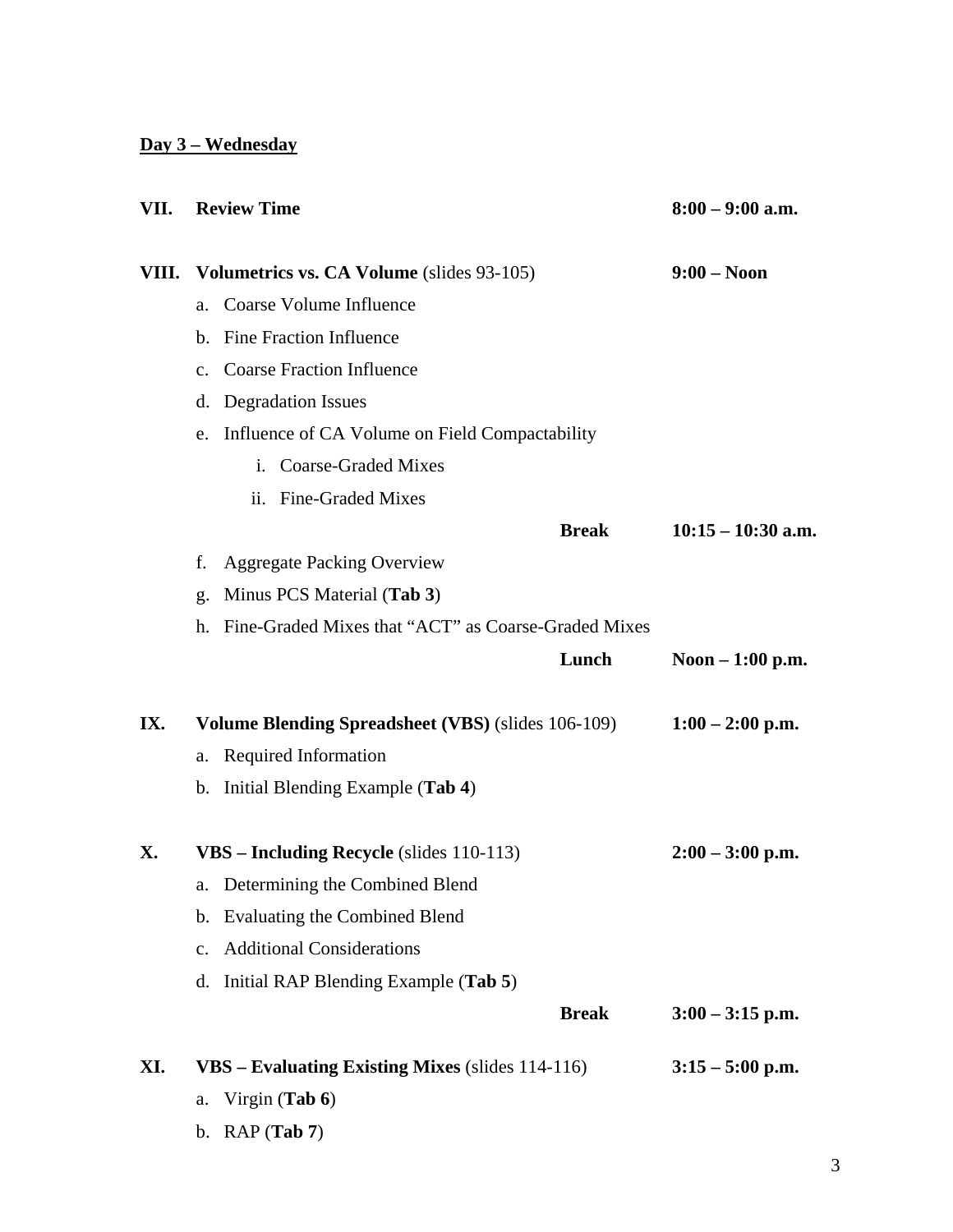## Day 3 – Wednesday

**VII. Review Time** — **8:00 – 9:00 a.m.**

**VIII. Volumetrics vs. CA Volume** (slides 93-105) — **9:00 – Noon**

- a. Coarse Volume Influence
- b. Fine Fraction Influence
- c. Coarse Fraction Influence
- d. Degradation Issues
- e. Influence of CA Volume on Field Compactability
    - i. Coarse-Graded Mixes
    - ii. Fine-Graded Mixes

**Break** — **10:15 – 10:30 a.m.**

- f. Aggregate Packing Overview
- g. Minus PCS Material (**Tab 3**)
- h. Fine-Graded Mixes that "ACT" as Coarse-Graded Mixes

**Lunch** — **Noon – 1:00 p.m.**

**IX. Volume Blending Spreadsheet (VBS)** (slides 106-109) — **1:00 – 2:00 p.m.**

- a. Required Information
- b. Initial Blending Example (**Tab 4**)

**X. VBS – Including Recycle** (slides 110-113) — **2:00 – 3:00 p.m.**

- a. Determining the Combined Blend
- b. Evaluating the Combined Blend
- c. Additional Considerations
- d. Initial RAP Blending Example (**Tab 5**)

**Break** — **3:00 – 3:15 p.m.**

**XI. VBS – Evaluating Existing Mixes** (slides 114-116) — **3:15 – 5:00 p.m.**

- a. Virgin (**Tab 6**)
- b. RAP (**Tab 7**)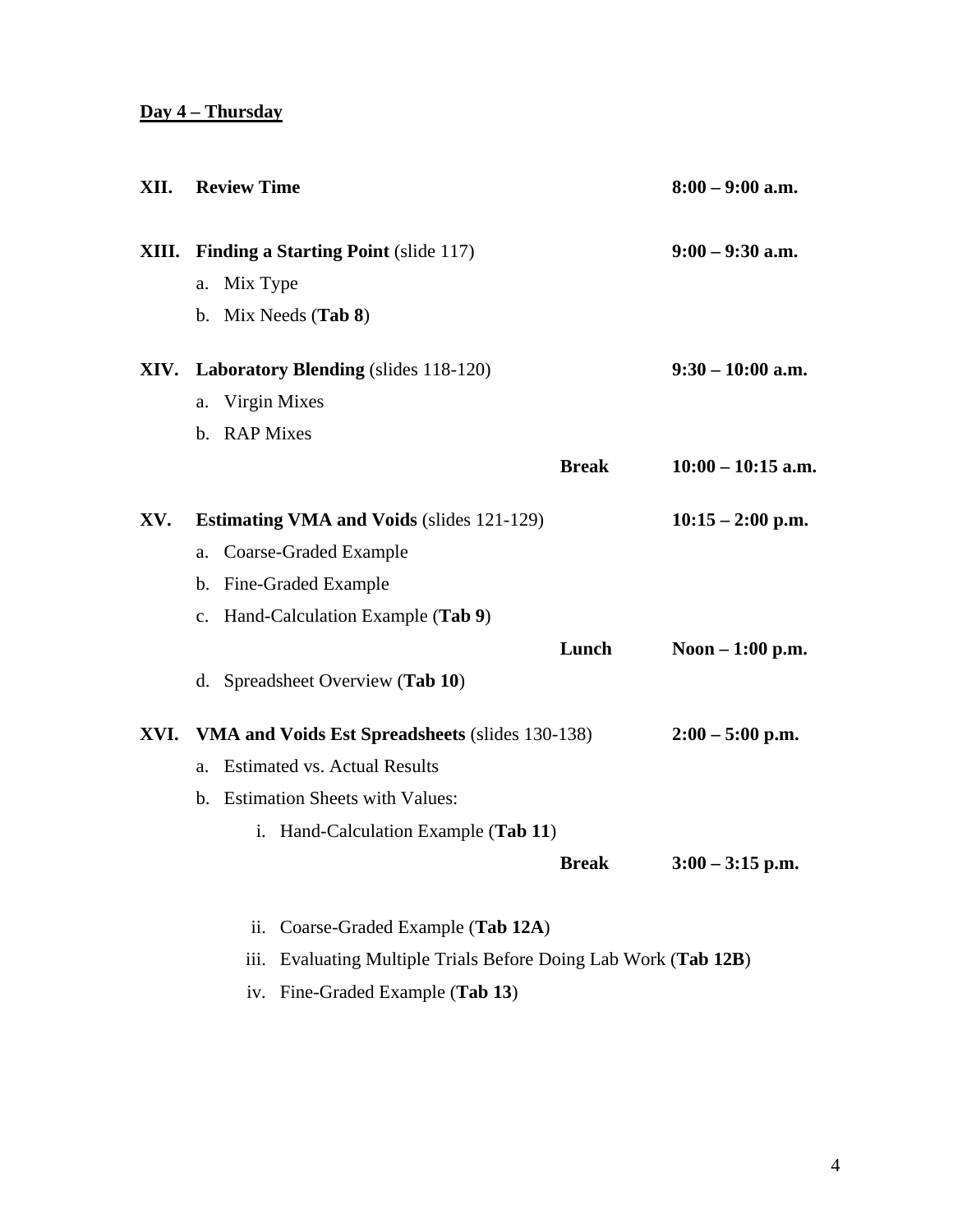## Day 4 – Thursday

**XII. Review Time** **8:00 – 9:00 a.m.**

**XIII. Finding a Starting Point** (slide 117) **9:00 – 9:30 a.m.**

a. Mix Type
b. Mix Needs (**Tab 8**)

**XIV. Laboratory Blending** (slides 118-120) **9:30 – 10:00 a.m.**

a. Virgin Mixes
b. RAP Mixes

**Break** **10:00 – 10:15 a.m.**

**XV. Estimating VMA and Voids** (slides 121-129) **10:15 – 2:00 p.m.**

a. Coarse-Graded Example
b. Fine-Graded Example
c. Hand-Calculation Example (**Tab 9**)

**Lunch** **Noon – 1:00 p.m.**

d. Spreadsheet Overview (**Tab 10**)

**XVI. VMA and Voids Est Spreadsheets** (slides 130-138) **2:00 – 5:00 p.m.**

a. Estimated vs. Actual Results
b. Estimation Sheets with Values:
   i. Hand-Calculation Example (**Tab 11**)

**Break** **3:00 – 3:15 p.m.**

   ii. Coarse-Graded Example (**Tab 12A**)
   iii. Evaluating Multiple Trials Before Doing Lab Work (**Tab 12B**)
   iv. Fine-Graded Example (**Tab 13**)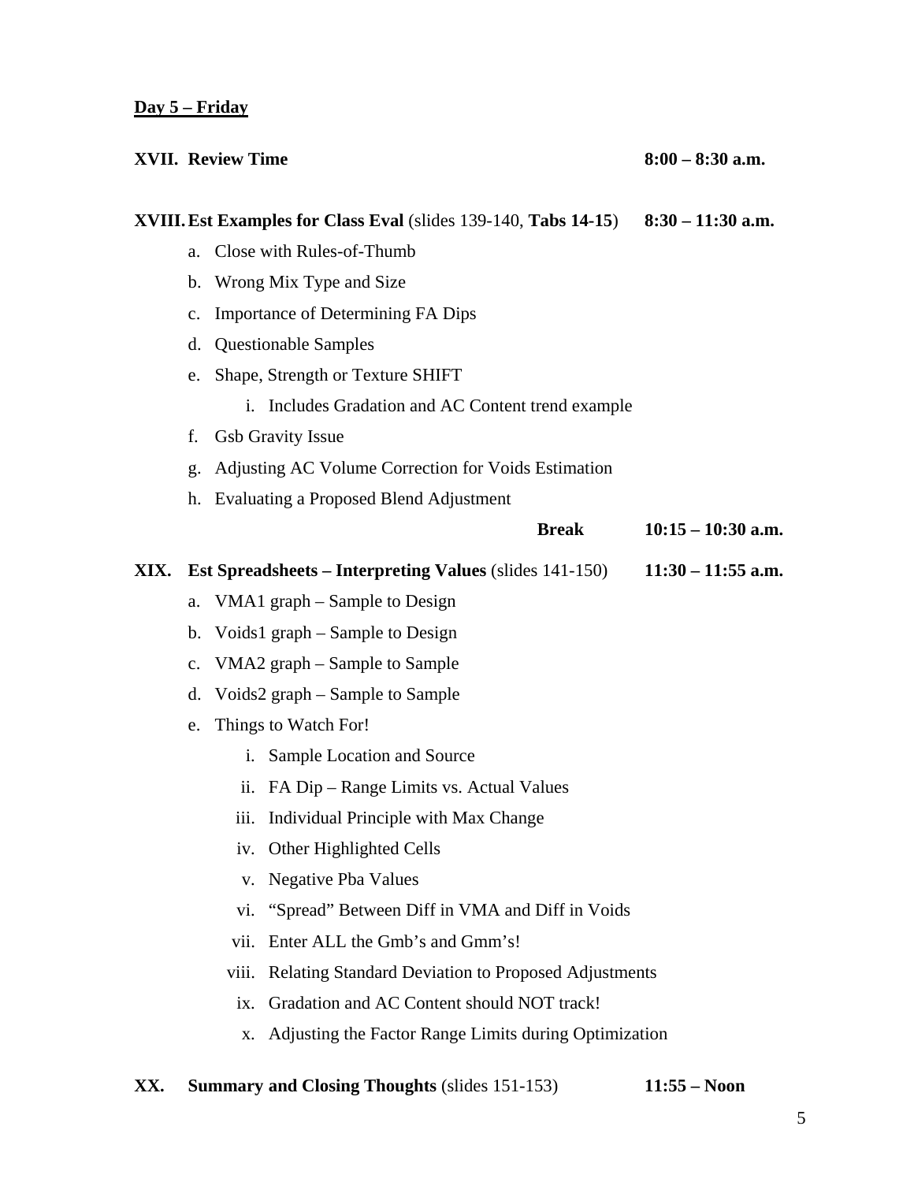**Day 5 – Friday**

**XVII. Review Time** **8:00 – 8:30 a.m.**

**XVIII. Est Examples for Class Eval** (slides 139-140, **Tabs 14-15**) **8:30 – 11:30 a.m.**

a. Close with Rules-of-Thumb
b. Wrong Mix Type and Size
c. Importance of Determining FA Dips
d. Questionable Samples
e. Shape, Strength or Texture SHIFT
    i. Includes Gradation and AC Content trend example
f. Gsb Gravity Issue
g. Adjusting AC Volume Correction for Voids Estimation
h. Evaluating a Proposed Blend Adjustment

**Break** **10:15 – 10:30 a.m.**

**XIX. Est Spreadsheets – Interpreting Values** (slides 141-150) **11:30 – 11:55 a.m.**

a. VMA1 graph – Sample to Design
b. Voids1 graph – Sample to Design
c. VMA2 graph – Sample to Sample
d. Voids2 graph – Sample to Sample
e. Things to Watch For!
    i. Sample Location and Source
    ii. FA Dip – Range Limits vs. Actual Values
    iii. Individual Principle with Max Change
    iv. Other Highlighted Cells
    v. Negative Pba Values
    vi. "Spread" Between Diff in VMA and Diff in Voids
    vii. Enter ALL the Gmb's and Gmm's!
    viii. Relating Standard Deviation to Proposed Adjustments
    ix. Gradation and AC Content should NOT track!
    x. Adjusting the Factor Range Limits during Optimization

**XX. Summary and Closing Thoughts** (slides 151-153) **11:55 – Noon**